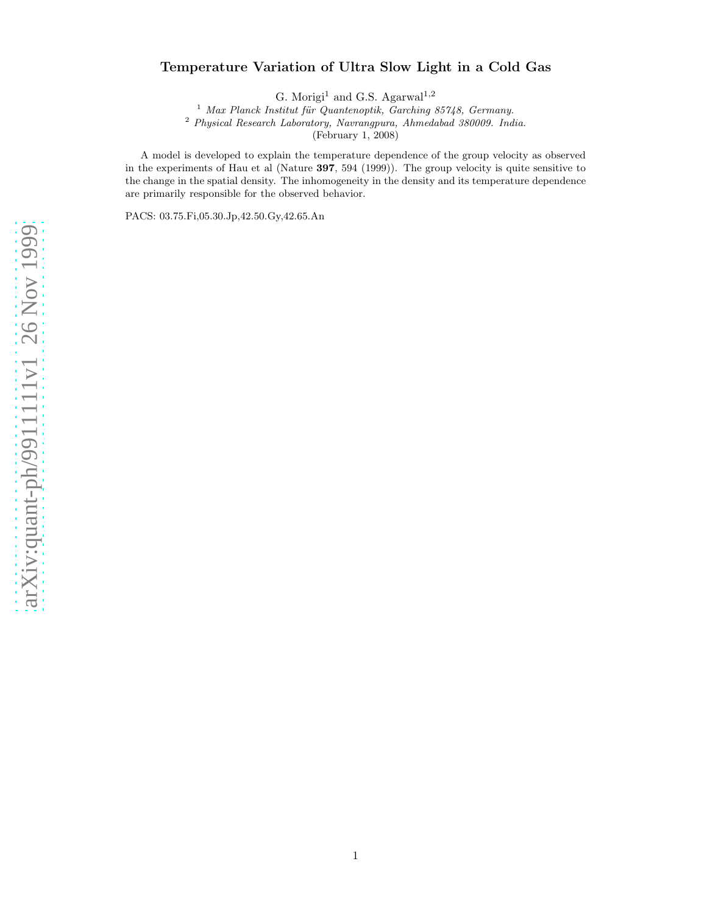# Temperature Variation of Ultra Slow Light in a Cold Gas

G. Morigi[1] and G.S. Agarwal[1,2]

[1] *Max Planck Institut für Quantenoptik, Garching 85748, Germany.*

[2] *Physical Research Laboratory, Navrangpura, Ahmedabad 380009. India.*

(February 1, 2008)

A model is developed to explain the temperature dependence of the group velocity as observed in the experiments of Hau et al (Nature **397**, 594 (1999)). The group velocity is quite sensitive to the change in the spatial density. The inhomogeneity in the density and its temperature dependence are primarily responsible for the observed behavior.

PACS: 03.75.Fi,05.30.Jp,42.50.Gy,42.65.An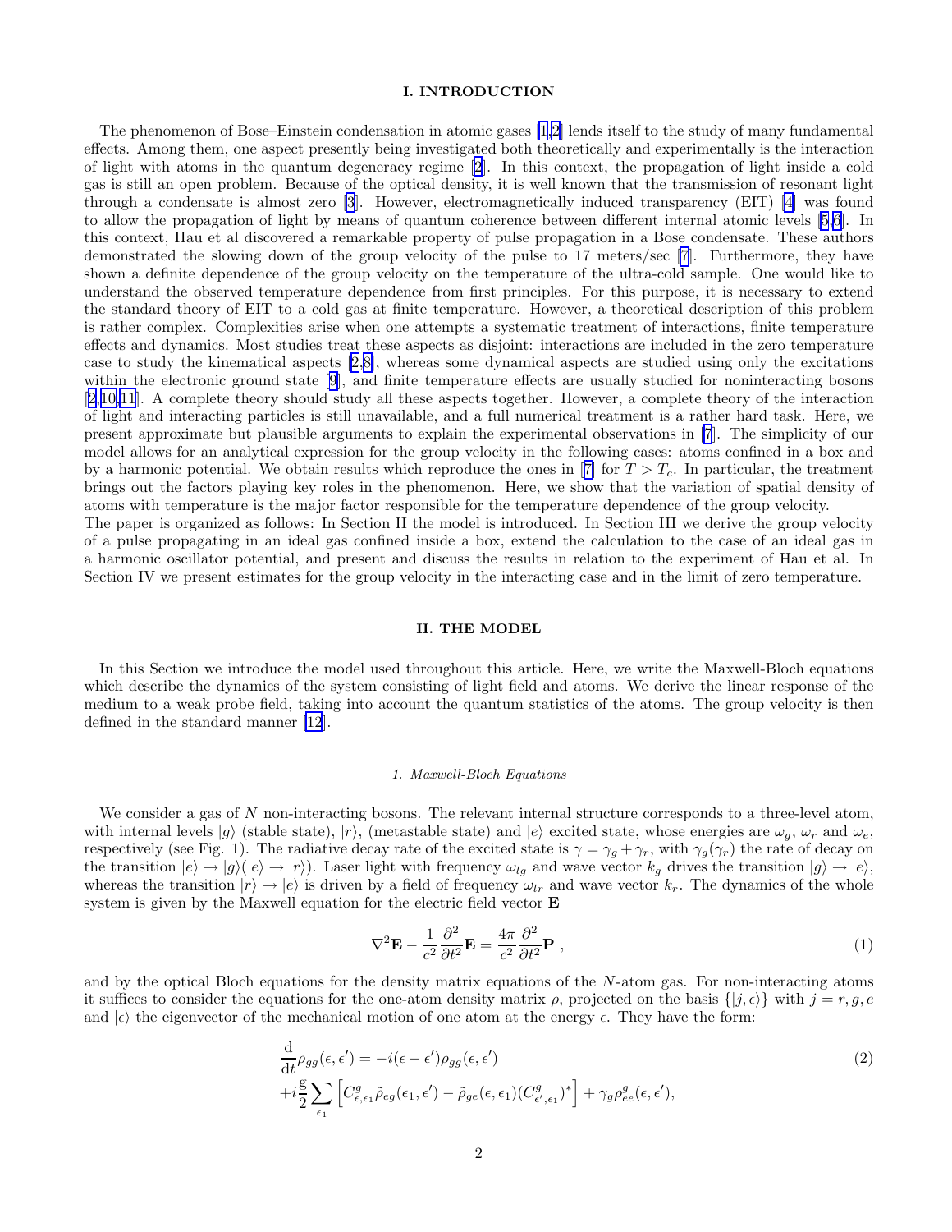## I. INTRODUCTION

The phenomenon of Bose–Einstein condensation in atomic gases [1,2] lends itself to the study of many fundamental effects. Among them, one aspect presently being investigated both theoretically and experimentally is the interaction of light with atoms in the quantum degeneracy regime [2]. In this context, the propagation of light inside a cold gas is still an open problem. Because of the optical density, it is well known that the transmission of resonant light through a condensate is almost zero [3]. However, electromagnetically induced transparency (EIT) [4] was found to allow the propagation of light by means of quantum coherence between different internal atomic levels [5,6]. In this context, Hau et al discovered a remarkable property of pulse propagation in a Bose condensate. These authors demonstrated the slowing down of the group velocity of the pulse to 17 meters/sec [7]. Furthermore, they have shown a definite dependence of the group velocity on the temperature of the ultra-cold sample. One would like to understand the observed temperature dependence from first principles. For this purpose, it is necessary to extend the standard theory of EIT to a cold gas at finite temperature. However, a theoretical description of this problem is rather complex. Complexities arise when one attempts a systematic treatment of interactions, finite temperature effects and dynamics. Most studies treat these aspects as disjoint: interactions are included in the zero temperature case to study the kinematical aspects [2,8], whereas some dynamical aspects are studied using only the excitations within the electronic ground state [9], and finite temperature effects are usually studied for noninteracting bosons [2,10,11]. A complete theory should study all these aspects together. However, a complete theory of the interaction of light and interacting particles is still unavailable, and a full numerical treatment is a rather hard task. Here, we present approximate but plausible arguments to explain the experimental observations in [7]. The simplicity of our model allows for an analytical expression for the group velocity in the following cases: atoms confined in a box and by a harmonic potential. We obtain results which reproduce the ones in [7] for $T > T_c$. In particular, the treatment brings out the factors playing key roles in the phenomenon. Here, we show that the variation of spatial density of atoms with temperature is the major factor responsible for the temperature dependence of the group velocity.

The paper is organized as follows: In Section II the model is introduced. In Section III we derive the group velocity of a pulse propagating in an ideal gas confined inside a box, extend the calculation to the case of an ideal gas in a harmonic oscillator potential, and present and discuss the results in relation to the experiment of Hau et al. In Section IV we present estimates for the group velocity in the interacting case and in the limit of zero temperature.

## II. THE MODEL

In this Section we introduce the model used throughout this article. Here, we write the Maxwell-Bloch equations which describe the dynamics of the system consisting of light field and atoms. We derive the linear response of the medium to a weak probe field, taking into account the quantum statistics of the atoms. The group velocity is then defined in the standard manner [12].

### *1. Maxwell-Bloch Equations*

We consider a gas of $N$ non-interacting bosons. The relevant internal structure corresponds to a three-level atom, with internal levels $|g\rangle$ (stable state), $|r\rangle$, (metastable state) and $|e\rangle$ excited state, whose energies are $\omega_g$, $\omega_r$ and $\omega_e$, respectively (see Fig. 1). The radiative decay rate of the excited state is $\gamma = \gamma_g + \gamma_r$, with $\gamma_g(\gamma_r)$ the rate of decay on the transition $|e\rangle \to |g\rangle (|e\rangle \to |r\rangle)$. Laser light with frequency $\omega_{lg}$ and wave vector $k_g$ drives the transition $|g\rangle \to |e\rangle$, whereas the transition $|r\rangle \to |e\rangle$ is driven by a field of frequency $\omega_{lr}$ and wave vector $k_r$. The dynamics of the whole system is given by the Maxwell equation for the electric field vector $\mathbf{E}$

$$\nabla^2 \mathbf{E} - \frac{1}{c^2}\frac{\partial^2}{\partial t^2}\mathbf{E} = \frac{4\pi}{c^2}\frac{\partial^2}{\partial t^2}\mathbf{P} \ , \tag{1}$$

and by the optical Bloch equations for the density matrix equations of the $N$-atom gas. For non-interacting atoms it suffices to consider the equations for the one-atom density matrix $\rho$, projected on the basis $\{|j,\epsilon\rangle\}$ with $j = r, g, e$ and $|\epsilon\rangle$ the eigenvector of the mechanical motion of one atom at the energy $\epsilon$. They have the form:

$$\begin{aligned}
&\frac{\mathrm{d}}{\mathrm{d}t}\rho_{gg}(\epsilon,\epsilon') = -i(\epsilon-\epsilon')\rho_{gg}(\epsilon,\epsilon') \\
&+i\frac{\mathrm{g}}{2}\sum_{\epsilon_1}\left[C^g_{\epsilon,\epsilon_1}\tilde{\rho}_{eg}(\epsilon_1,\epsilon') - \tilde{\rho}_{ge}(\epsilon,\epsilon_1)(C^g_{\epsilon',\epsilon_1})^*\right] + \gamma_g\rho^g_{ee}(\epsilon,\epsilon'),
\end{aligned} \tag{2}$$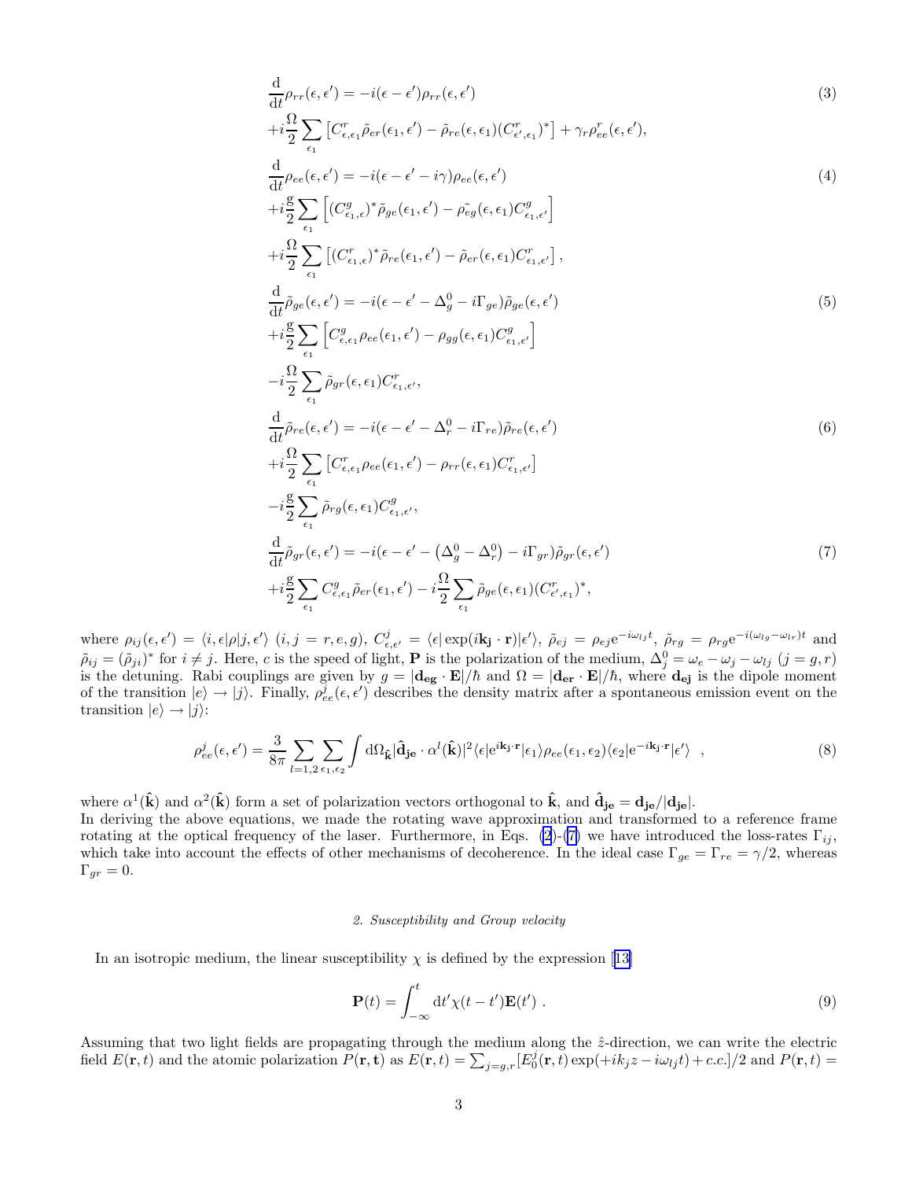$$
\begin{aligned}
&\frac{\mathrm{d}}{\mathrm{d}t}\rho_{rr}(\epsilon,\epsilon') = -i(\epsilon-\epsilon')\rho_{rr}(\epsilon,\epsilon') \\
&+i\frac{\Omega}{2}\sum_{\epsilon_1}\left[C^r_{\epsilon,\epsilon_1}\tilde{\rho}_{er}(\epsilon_1,\epsilon') - \tilde{\rho}_{re}(\epsilon,\epsilon_1)(C^r_{\epsilon',\epsilon_1})^*\right] + \gamma_r\rho^r_{ee}(\epsilon,\epsilon'),
\end{aligned} \tag{3}
$$

$$
\begin{aligned}
&\frac{\mathrm{d}}{\mathrm{d}t}\rho_{ee}(\epsilon,\epsilon') = -i(\epsilon-\epsilon'-i\gamma)\rho_{ee}(\epsilon,\epsilon') \\
&+i\frac{g}{2}\sum_{\epsilon_1}\left[(C^g_{\epsilon_1,\epsilon})^*\tilde{\rho}_{ge}(\epsilon_1,\epsilon') - \tilde{\rho_{eg}}(\epsilon,\epsilon_1)C^g_{\epsilon_1,\epsilon'}\right] \\
&+i\frac{\Omega}{2}\sum_{\epsilon_1}\left[(C^r_{\epsilon_1,\epsilon})^*\tilde{\rho}_{re}(\epsilon_1,\epsilon') - \tilde{\rho}_{er}(\epsilon,\epsilon_1)C^r_{\epsilon_1,\epsilon'}\right],
\end{aligned} \tag{4}
$$

$$
\begin{aligned}
&\frac{\mathrm{d}}{\mathrm{d}t}\tilde{\rho}_{ge}(\epsilon,\epsilon') = -i(\epsilon-\epsilon'-\Delta^0_g-i\Gamma_{ge})\tilde{\rho}_{ge}(\epsilon,\epsilon') \\
&+i\frac{g}{2}\sum_{\epsilon_1}\left[C^g_{\epsilon,\epsilon_1}\rho_{ee}(\epsilon_1,\epsilon') - \rho_{gg}(\epsilon,\epsilon_1)C^g_{\epsilon_1,\epsilon'}\right] \\
&-i\frac{\Omega}{2}\sum_{\epsilon_1}\tilde{\rho}_{gr}(\epsilon,\epsilon_1)C^r_{\epsilon_1,\epsilon'},
\end{aligned} \tag{5}
$$

$$
\begin{aligned}
&\frac{\mathrm{d}}{\mathrm{d}t}\tilde{\rho}_{re}(\epsilon,\epsilon') = -i(\epsilon-\epsilon'-\Delta^0_r-i\Gamma_{re})\tilde{\rho}_{re}(\epsilon,\epsilon') \\
&+i\frac{\Omega}{2}\sum_{\epsilon_1}\left[C^r_{\epsilon,\epsilon_1}\rho_{ee}(\epsilon_1,\epsilon') - \rho_{rr}(\epsilon,\epsilon_1)C^r_{\epsilon_1,\epsilon'}\right] \\
&-i\frac{g}{2}\sum_{\epsilon_1}\tilde{\rho}_{rg}(\epsilon,\epsilon_1)C^g_{\epsilon_1,\epsilon'},
\end{aligned} \tag{6}
$$

$$
\begin{aligned}
&\frac{\mathrm{d}}{\mathrm{d}t}\tilde{\rho}_{gr}(\epsilon,\epsilon') = -i(\epsilon-\epsilon'-\left(\Delta^0_g-\Delta^0_r\right)-i\Gamma_{gr})\tilde{\rho}_{gr}(\epsilon,\epsilon') \\
&+i\frac{g}{2}\sum_{\epsilon_1}C^g_{\epsilon,\epsilon_1}\tilde{\rho}_{er}(\epsilon_1,\epsilon') - i\frac{\Omega}{2}\sum_{\epsilon_1}\tilde{\rho}_{ge}(\epsilon,\epsilon_1)(C^r_{\epsilon',\epsilon_1})^*,
\end{aligned} \tag{7}
$$

where $\rho_{ij}(\epsilon,\epsilon') = \langle i,\epsilon|\rho|j,\epsilon'\rangle$ $(i,j=r,e,g)$, $C^j_{\epsilon,\epsilon'} = \langle\epsilon|\exp(i\mathbf{k_j}\cdot\mathbf{r})|\epsilon'\rangle$, $\tilde{\rho}_{ej} = \rho_{ej}\mathrm{e}^{-i\omega_{lj}t}$, $\tilde{\rho}_{rg} = \rho_{rg}\mathrm{e}^{-i(\omega_{lg}-\omega_{lr})t}$ and $\tilde{\rho}_{ij} = (\tilde{\rho}_{ji})^*$ for $i\neq j$. Here, $c$ is the speed of light, $\mathbf{P}$ is the polarization of the medium, $\Delta^0_j = \omega_e - \omega_j - \omega_{lj}$ $(j=g,r)$ is the detuning. Rabi couplings are given by $g = |\mathbf{d_{eg}}\cdot\mathbf{E}|/\hbar$ and $\Omega = |\mathbf{d_{er}}\cdot\mathbf{E}|/\hbar$, where $\mathbf{d_{ej}}$ is the dipole moment of the transition $|e\rangle\to|j\rangle$. Finally, $\rho^j_{ee}(\epsilon,\epsilon')$ describes the density matrix after a spontaneous emission event on the transition $|e\rangle\to|j\rangle$:

$$
\rho^j_{ee}(\epsilon,\epsilon') = \frac{3}{8\pi}\sum_{l=1,2}\sum_{\epsilon_1,\epsilon_2}\int \mathrm{d}\Omega_{\hat{\mathbf{k}}}|\hat{\mathbf{d}}_{\mathbf{je}}\cdot\alpha^l(\hat{\mathbf{k}})|^2\langle\epsilon|\mathrm{e}^{i\mathbf{k_j}\cdot\mathbf{r}}|\epsilon_1\rangle\rho_{ee}(\epsilon_1,\epsilon_2)\langle\epsilon_2|\mathrm{e}^{-i\mathbf{k_j}\cdot\mathbf{r}}|\epsilon'\rangle \quad , \tag{8}
$$

where $\alpha^1(\hat{\mathbf{k}})$ and $\alpha^2(\hat{\mathbf{k}})$ form a set of polarization vectors orthogonal to $\hat{\mathbf{k}}$, and $\hat{\mathbf{d}}_{\mathbf{je}} = \mathbf{d_{je}}/|\mathbf{d_{je}}|$.
In deriving the above equations, we made the rotating wave approximation and transformed to a reference frame rotating at the optical frequency of the laser. Furthermore, in Eqs. (2)-(7) we have introduced the loss-rates $\Gamma_{ij}$, which take into account the effects of other mechanisms of decoherence. In the ideal case $\Gamma_{ge} = \Gamma_{re} = \gamma/2$, whereas $\Gamma_{gr} = 0$.

#### *2. Susceptibility and Group velocity*

In an isotropic medium, the linear susceptibility $\chi$ is defined by the expression [13]

$$
\mathbf{P}(t) = \int_{-\infty}^{t}\mathrm{d}t'\chi(t-t')\mathbf{E}(t') \ . \tag{9}
$$

Assuming that two light fields are propagating through the medium along the $\hat{z}$-direction, we can write the electric field $E(\mathbf{r},t)$ and the atomic polarization $P(\mathbf{r},\mathbf{t})$ as $E(\mathbf{r},t) = \sum_{j=g,r}[E^j_0(\mathbf{r},t)\exp(+ik_jz - i\omega_{lj}t) + c.c.]/2$ and $P(\mathbf{r},t) =$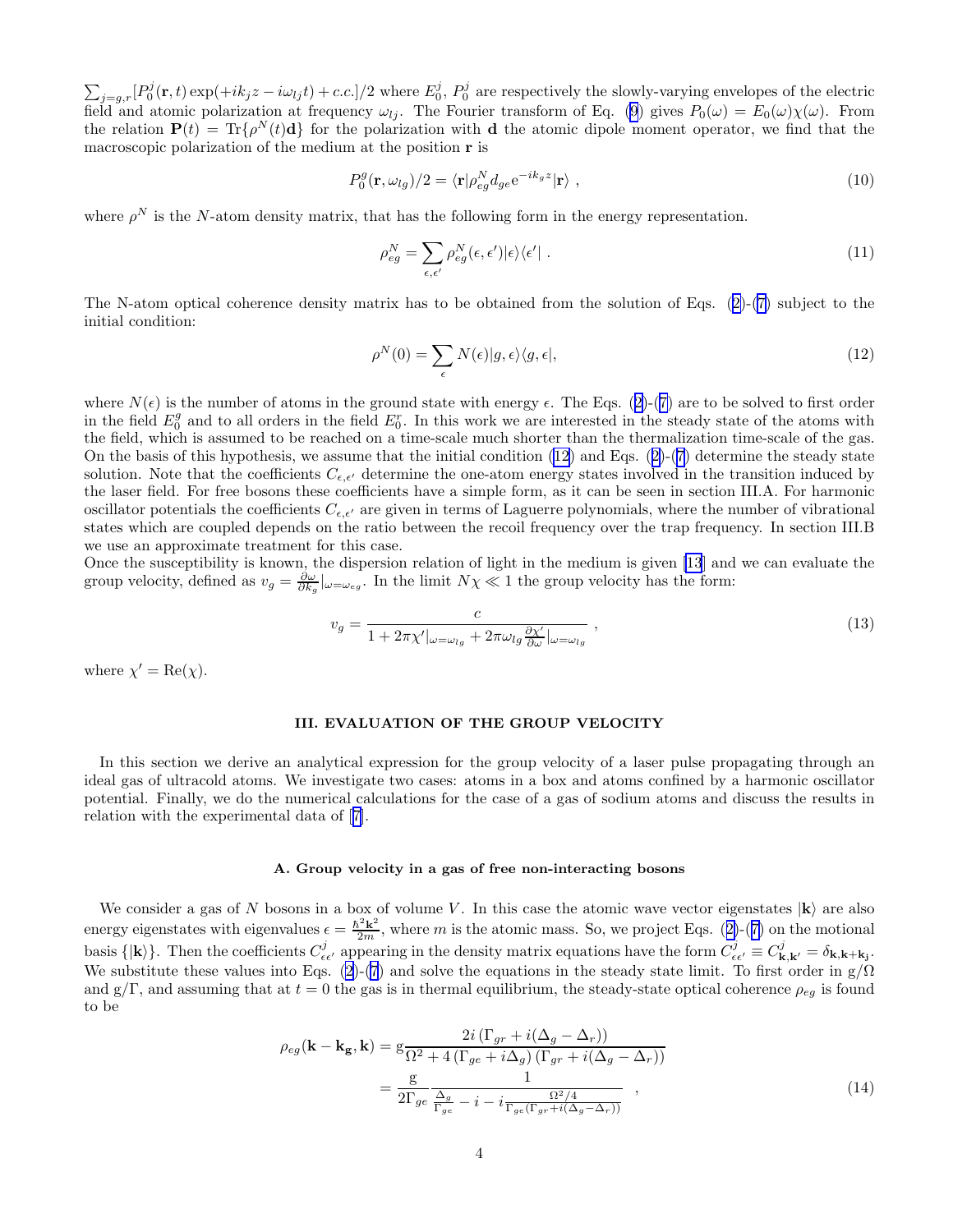$\sum_{j=g,r}[P_0^j(\mathbf{r},t)\exp(+ik_jz-i\omega_{lj}t)+c.c.]/2$ where $E_0^j$, $P_0^j$ are respectively the slowly-varying envelopes of the electric field and atomic polarization at frequency $\omega_{lj}$. The Fourier transform of Eq. (9) gives $P_0(\omega)=E_0(\omega)\chi(\omega)$. From the relation $\mathbf{P}(t)=\mathrm{Tr}\{\rho^N(t)\mathbf{d}\}$ for the polarization with $\mathbf{d}$ the atomic dipole moment operator, we find that the macroscopic polarization of the medium at the position $\mathbf{r}$ is

$$P_0^g(\mathbf{r},\omega_{lg})/2=\langle\mathbf{r}|\rho_{eg}^N d_{ge}\mathrm{e}^{-ik_gz}|\mathbf{r}\rangle\ , \tag{10}$$

where $\rho^N$ is the $N$-atom density matrix, that has the following form in the energy representation.

$$\rho_{eg}^N=\sum_{\epsilon,\epsilon'}\rho_{eg}^N(\epsilon,\epsilon')|\epsilon\rangle\langle\epsilon'|\ . \tag{11}$$

The N-atom optical coherence density matrix has to be obtained from the solution of Eqs. (2)-(7) subject to the initial condition:

$$\rho^N(0)=\sum_\epsilon N(\epsilon)|g,\epsilon\rangle\langle g,\epsilon|, \tag{12}$$

where $N(\epsilon)$ is the number of atoms in the ground state with energy $\epsilon$. The Eqs. (2)-(7) are to be solved to first order in the field $E_0^g$ and to all orders in the field $E_0^r$. In this work we are interested in the steady state of the atoms with the field, which is assumed to be reached on a time-scale much shorter than the thermalization time-scale of the gas. On the basis of this hypothesis, we assume that the initial condition (12) and Eqs. (2)-(7) determine the steady state solution. Note that the coefficients $C_{\epsilon,\epsilon'}$ determine the one-atom energy states involved in the transition induced by the laser field. For free bosons these coefficients have a simple form, as it can be seen in section III.A. For harmonic oscillator potentials the coefficients $C_{\epsilon,\epsilon'}$ are given in terms of Laguerre polynomials, where the number of vibrational states which are coupled depends on the ratio between the recoil frequency over the trap frequency. In section III.B we use an approximate treatment for this case.
Once the susceptibility is known, the dispersion relation of light in the medium is given [13] and we can evaluate the group velocity, defined as $v_g=\frac{\partial\omega}{\partial k_g}|_{\omega=\omega_{eg}}$. In the limit $N\chi\ll1$ the group velocity has the form:

$$v_g=\frac{c}{1+2\pi\chi'|_{\omega=\omega_{lg}}+2\pi\omega_{lg}\frac{\partial\chi'}{\partial\omega}|_{\omega=\omega_{lg}}}\ , \tag{13}$$

where $\chi'=\mathrm{Re}(\chi)$.

## III. EVALUATION OF THE GROUP VELOCITY

In this section we derive an analytical expression for the group velocity of a laser pulse propagating through an ideal gas of ultracold atoms. We investigate two cases: atoms in a box and atoms confined by a harmonic oscillator potential. Finally, we do the numerical calculations for the case of a gas of sodium atoms and discuss the results in relation with the experimental data of [7].

### A. Group velocity in a gas of free non-interacting bosons

We consider a gas of $N$ bosons in a box of volume $V$. In this case the atomic wave vector eigenstates $|\mathbf{k}\rangle$ are also energy eigenstates with eigenvalues $\epsilon=\frac{\hbar^2\mathbf{k}^2}{2m}$, where $m$ is the atomic mass. So, we project Eqs. (2)-(7) on the motional basis $\{|\mathbf{k}\rangle\}$. Then the coefficients $C_{\epsilon\epsilon'}^j$ appearing in the density matrix equations have the form $C_{\epsilon\epsilon'}^j\equiv C_{\mathbf{k},\mathbf{k'}}^j=\delta_{\mathbf{k},\mathbf{k}+\mathbf{k_j}}$. We substitute these values into Eqs. (2)-(7) and solve the equations in the steady state limit. To first order in $\mathrm{g}/\Omega$ and $\mathrm{g}/\Gamma$, and assuming that at $t=0$ the gas is in thermal equilibrium, the steady-state optical coherence $\rho_{eg}$ is found to be

$$\begin{aligned}\rho_{eg}(\mathbf{k}-\mathbf{k_g},\mathbf{k})&=\mathrm{g}\frac{2i\left(\Gamma_{gr}+i(\Delta_g-\Delta_r)\right)}{\Omega^2+4\left(\Gamma_{ge}+i\Delta_g\right)\left(\Gamma_{gr}+i(\Delta_g-\Delta_r)\right)}\\&=\frac{\mathrm{g}}{2\Gamma_{ge}}\frac{1}{\frac{\Delta_g}{\Gamma_{ge}}-i-i\frac{\Omega^2/4}{\Gamma_{ge}(\Gamma_{gr}+i(\Delta_g-\Delta_r))}}\ ,\end{aligned} \tag{14}$$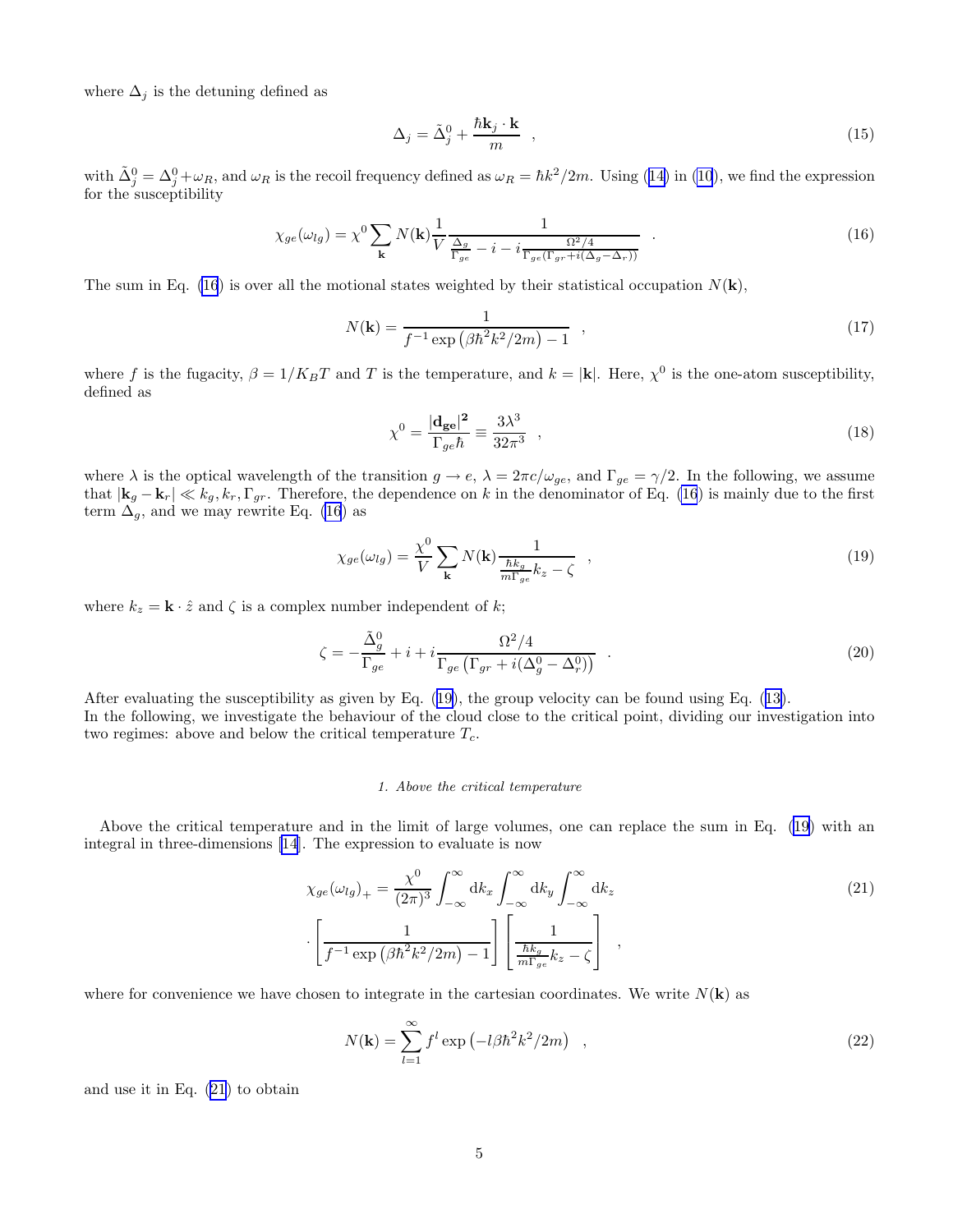where $\Delta_j$ is the detuning defined as

$$\Delta_j = \tilde{\Delta}_j^0 + \frac{\hbar \mathbf{k}_j \cdot \mathbf{k}}{m} \quad , \tag{15}$$

with $\tilde{\Delta}_j^0 = \Delta_j^0 + \omega_R$, and $\omega_R$ is the recoil frequency defined as $\omega_R = \hbar k^2/2m$. Using (14) in (10), we find the expression for the susceptibility

$$\chi_{ge}(\omega_{lg}) = \chi^0 \sum_{\mathbf{k}} N(\mathbf{k}) \frac{1}{V} \frac{1}{\frac{\Delta_g}{\Gamma_{ge}} - i - i\frac{\Omega^2/4}{\Gamma_{ge}(\Gamma_{gr} + i(\Delta_g - \Delta_r))}} \quad . \tag{16}$$

The sum in Eq. (16) is over all the motional states weighted by their statistical occupation $N(\mathbf{k})$,

$$N(\mathbf{k}) = \frac{1}{f^{-1}\exp\left(\beta\hbar^2 k^2/2m\right) - 1} \quad , \tag{17}$$

where $f$ is the fugacity, $\beta = 1/K_B T$ and $T$ is the temperature, and $k = |\mathbf{k}|$. Here, $\chi^0$ is the one-atom susceptibility, defined as

$$\chi^0 = \frac{|\mathbf{d_{ge}}|^2}{\Gamma_{ge}\hbar} \equiv \frac{3\lambda^3}{32\pi^3} \quad , \tag{18}$$

where $\lambda$ is the optical wavelength of the transition $g \to e$, $\lambda = 2\pi c/\omega_{ge}$, and $\Gamma_{ge} = \gamma/2$. In the following, we assume that $|\mathbf{k}_g - \mathbf{k}_r| \ll k_g, k_r, \Gamma_{gr}$. Therefore, the dependence on $k$ in the denominator of Eq. (16) is mainly due to the first term $\Delta_g$, and we may rewrite Eq. (16) as

$$\chi_{ge}(\omega_{lg}) = \frac{\chi^0}{V} \sum_{\mathbf{k}} N(\mathbf{k}) \frac{1}{\frac{\hbar k_g}{m\Gamma_{ge}} k_z - \zeta} \quad , \tag{19}$$

where $k_z = \mathbf{k} \cdot \hat{z}$ and $\zeta$ is a complex number independent of $k$;

$$\zeta = -\frac{\tilde{\Delta}_g^0}{\Gamma_{ge}} + i + i\frac{\Omega^2/4}{\Gamma_{ge}\left(\Gamma_{gr} + i(\Delta_g^0 - \Delta_r^0)\right)} \quad . \tag{20}$$

After evaluating the susceptibility as given by Eq. (19), the group velocity can be found using Eq. (13).
In the following, we investigate the behaviour of the cloud close to the critical point, dividing our investigation into two regimes: above and below the critical temperature $T_c$.

#### 1. Above the critical temperature

Above the critical temperature and in the limit of large volumes, one can replace the sum in Eq. (19) with an integral in three-dimensions [14]. The expression to evaluate is now

$$\chi_{ge}(\omega_{lg})_+ = \frac{\chi^0}{(2\pi)^3} \int_{-\infty}^{\infty} \mathrm{d}k_x \int_{-\infty}^{\infty} \mathrm{d}k_y \int_{-\infty}^{\infty} \mathrm{d}k_z \cdot \left[\frac{1}{f^{-1}\exp\left(\beta\hbar^2 k^2/2m\right) - 1}\right] \left[\frac{1}{\frac{\hbar k_g}{m\Gamma_{ge}} k_z - \zeta}\right] \quad , \tag{21}$$

where for convenience we have chosen to integrate in the cartesian coordinates. We write $N(\mathbf{k})$ as

$$N(\mathbf{k}) = \sum_{l=1}^{\infty} f^l \exp\left(-l\beta\hbar^2 k^2/2m\right) \quad , \tag{22}$$

and use it in Eq. (21) to obtain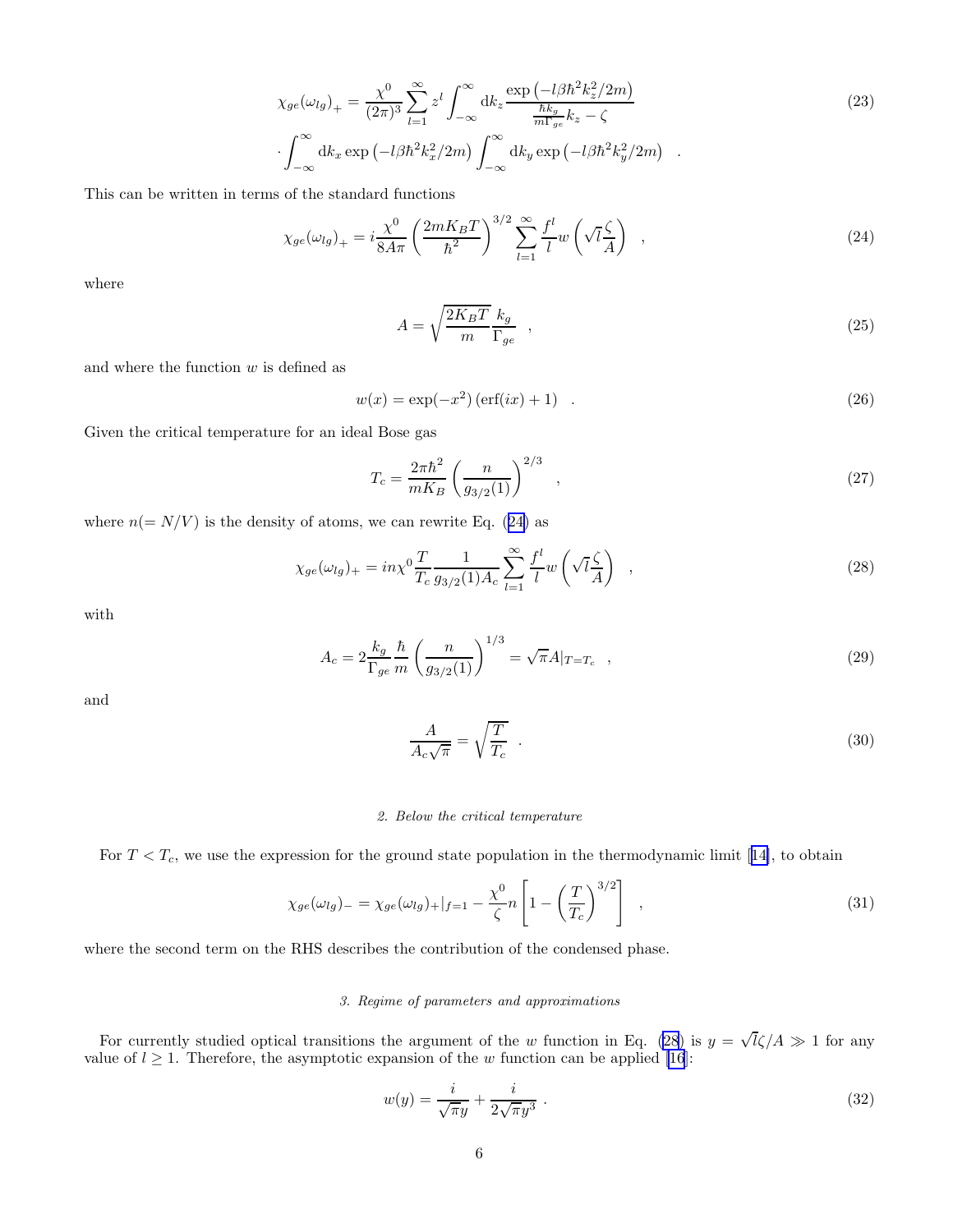$$
\chi_{ge}(\omega_{lg})_+ = \frac{\chi^0}{(2\pi)^3} \sum_{l=1}^{\infty} z^l \int_{-\infty}^{\infty} \mathrm{d}k_z \frac{\exp\left(-l\beta\hbar^2 k_z^2/2m\right)}{\frac{\hbar k_g}{m\Gamma_{ge}} k_z - \zeta}
$$
$$
\cdot \int_{-\infty}^{\infty} \mathrm{d}k_x \exp\left(-l\beta\hbar^2 k_x^2/2m\right) \int_{-\infty}^{\infty} \mathrm{d}k_y \exp\left(-l\beta\hbar^2 k_y^2/2m\right) \quad . \tag{23}
$$

This can be written in terms of the standard functions

$$
\chi_{ge}(\omega_{lg})_+ = i\frac{\chi^0}{8A\pi} \left(\frac{2mK_BT}{\hbar^2}\right)^{3/2} \sum_{l=1}^{\infty} \frac{f^l}{l} w\left(\sqrt{l}\frac{\zeta}{A}\right) \quad , \tag{24}
$$

where

$$
A = \sqrt{\frac{2K_BT}{m}} \frac{k_g}{\Gamma_{ge}} \quad , \tag{25}
$$

and where the function $w$ is defined as

$$
w(x) = \exp(-x^2)\left(\mathrm{erf}(ix) + 1\right) \quad . \tag{26}
$$

Given the critical temperature for an ideal Bose gas

$$
T_c = \frac{2\pi\hbar^2}{mK_B} \left(\frac{n}{g_{3/2}(1)}\right)^{2/3} \quad , \tag{27}
$$

where $n(= N/V)$ is the density of atoms, we can rewrite Eq. (24) as

$$
\chi_{ge}(\omega_{lg})_+ = in\chi^0 \frac{T}{T_c} \frac{1}{g_{3/2}(1)A_c} \sum_{l=1}^{\infty} \frac{f^l}{l} w\left(\sqrt{l}\frac{\zeta}{A}\right) \quad , \tag{28}
$$

with

$$
A_c = 2\frac{k_g}{\Gamma_{ge}} \frac{\hbar}{m} \left(\frac{n}{g_{3/2}(1)}\right)^{1/3} = \sqrt{\pi} A|_{T=T_c} \quad , \tag{29}
$$

and

$$
\frac{A}{A_c\sqrt{\pi}} = \sqrt{\frac{T}{T_c}} \quad . \tag{30}
$$

*2. Below the critical temperature*

For $T < T_c$, we use the expression for the ground state population in the thermodynamic limit [14], to obtain

$$
\chi_{ge}(\omega_{lg})_- = \chi_{ge}(\omega_{lg})_+|_{f=1} - \frac{\chi^0}{\zeta} n \left[1 - \left(\frac{T}{T_c}\right)^{3/2}\right] \quad , \tag{31}
$$

where the second term on the RHS describes the contribution of the condensed phase.

*3. Regime of parameters and approximations*

For currently studied optical transitions the argument of the $w$ function in Eq. (28) is $y = \sqrt{l}\zeta/A \gg 1$ for any value of $l \geq 1$. Therefore, the asymptotic expansion of the $w$ function can be applied [16]:

$$
w(y) = \frac{i}{\sqrt{\pi}y} + \frac{i}{2\sqrt{\pi}y^3} \, . \tag{32}
$$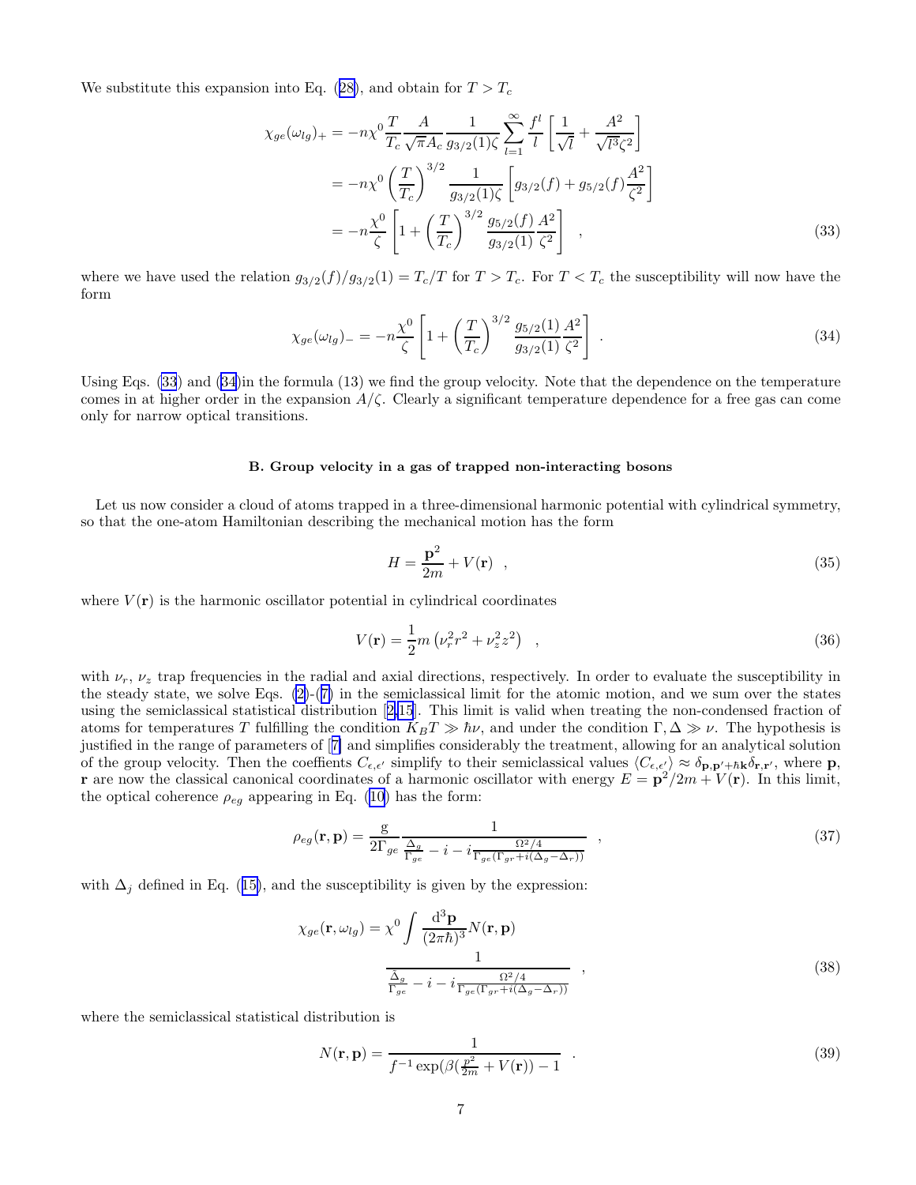We substitute this expansion into Eq. (28), and obtain for $T > T_c$

$$
\begin{aligned}
\chi_{ge}(\omega_{lg})_+ &= -n\chi^0 \frac{T}{T_c}\frac{A}{\sqrt{\pi}A_c}\frac{1}{g_{3/2}(1)\zeta}\sum_{l=1}^{\infty}\frac{f^l}{l}\left[\frac{1}{\sqrt{l}}+\frac{A^2}{\sqrt{l^3}\zeta^2}\right] \\
&= -n\chi^0\left(\frac{T}{T_c}\right)^{3/2}\frac{1}{g_{3/2}(1)\zeta}\left[g_{3/2}(f)+g_{5/2}(f)\frac{A^2}{\zeta^2}\right] \\
&= -n\frac{\chi^0}{\zeta}\left[1+\left(\frac{T}{T_c}\right)^{3/2}\frac{g_{5/2}(f)}{g_{3/2}(1)}\frac{A^2}{\zeta^2}\right] \quad ,
\end{aligned}
\tag{33}
$$

where we have used the relation $g_{3/2}(f)/g_{3/2}(1) = T_c/T$ for $T > T_c$. For $T < T_c$ the susceptibility will now have the form

$$
\chi_{ge}(\omega_{lg})_- = -n\frac{\chi^0}{\zeta}\left[1+\left(\frac{T}{T_c}\right)^{3/2}\frac{g_{5/2}(1)}{g_{3/2}(1)}\frac{A^2}{\zeta^2}\right] \ . \tag{34}
$$

Using Eqs. (33) and (34)in the formula (13) we find the group velocity. Note that the dependence on the temperature comes in at higher order in the expansion $A/\zeta$. Clearly a significant temperature dependence for a free gas can come only for narrow optical transitions.

### B. Group velocity in a gas of trapped non-interacting bosons

Let us now consider a cloud of atoms trapped in a three-dimensional harmonic potential with cylindrical symmetry, so that the one-atom Hamiltonian describing the mechanical motion has the form

$$
H = \frac{\mathbf{p}^2}{2m} + V(\mathbf{r}) \quad , \tag{35}
$$

where $V(\mathbf{r})$ is the harmonic oscillator potential in cylindrical coordinates

$$
V(\mathbf{r}) = \frac{1}{2}m\left(\nu_r^2 r^2 + \nu_z^2 z^2\right) \quad , \tag{36}
$$

with $\nu_r$, $\nu_z$ trap frequencies in the radial and axial directions, respectively. In order to evaluate the susceptibility in the steady state, we solve Eqs. (2)-(7) in the semiclassical limit for the atomic motion, and we sum over the states using the semiclassical statistical distribution [2,15]. This limit is valid when treating the non-condensed fraction of atoms for temperatures $T$ fulfilling the condition $K_BT \gg \hbar\nu$, and under the condition $\Gamma, \Delta \gg \nu$. The hypothesis is justified in the range of parameters of [7] and simplifies considerably the treatment, allowing for an analytical solution of the group velocity. Then the coeffients $C_{\epsilon,\epsilon'}$ simplify to their semiclassical values $\langle C_{\epsilon,\epsilon'}\rangle \approx \delta_{\mathbf{p},\mathbf{p}'+\hbar\mathbf{k}}\delta_{\mathbf{r},\mathbf{r}'}$, where $\mathbf{p}$, $\mathbf{r}$ are now the classical canonical coordinates of a harmonic oscillator with energy $E = \mathbf{p}^2/2m + V(\mathbf{r})$. In this limit, the optical coherence $\rho_{eg}$ appearing in Eq. (10) has the form:

$$
\rho_{eg}(\mathbf{r},\mathbf{p}) = \frac{\mathrm{g}}{2\Gamma_{ge}}\frac{1}{\frac{\Delta_g}{\Gamma_{ge}} - i - i\frac{\Omega^2/4}{\Gamma_{ge}(\Gamma_{gr}+i(\Delta_g-\Delta_r))}} \quad , \tag{37}
$$

with $\Delta_j$ defined in Eq. (15), and the susceptibility is given by the expression:

$$
\chi_{ge}(\mathbf{r},\omega_{lg}) = \chi^0\int\frac{\mathrm{d}^3\mathbf{p}}{(2\pi\hbar)^3}N(\mathbf{r},\mathbf{p}) \frac{1}{\frac{\tilde{\Delta}_g}{\Gamma_{ge}} - i - i\frac{\Omega^2/4}{\Gamma_{ge}(\Gamma_{gr}+i(\Delta_g-\Delta_r))}} \quad , \tag{38}
$$

where the semiclassical statistical distribution is

$$
N(\mathbf{r},\mathbf{p}) = \frac{1}{f^{-1}\exp(\beta(\frac{p^2}{2m}+V(\mathbf{r}))-1} \quad . \tag{39}
$$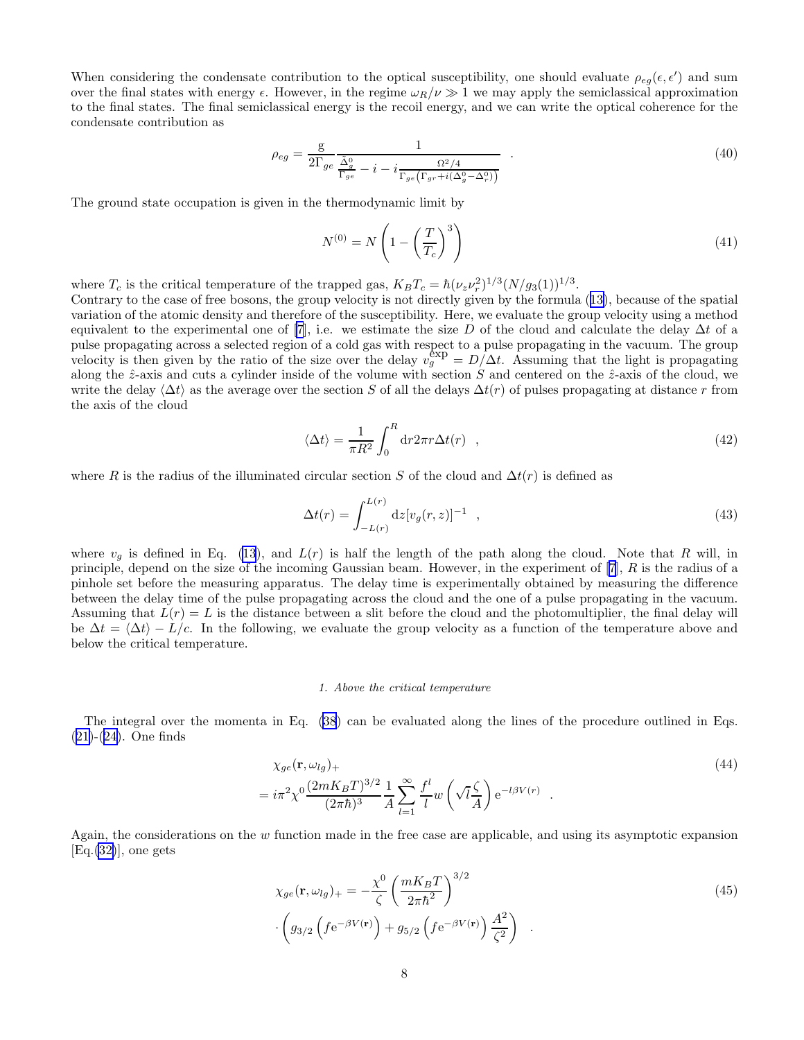When considering the condensate contribution to the optical susceptibility, one should evaluate $\rho_{eg}(\epsilon, \epsilon')$ and sum over the final states with energy $\epsilon$. However, in the regime $\omega_R/\nu \gg 1$ we may apply the semiclassical approximation to the final states. The final semiclassical energy is the recoil energy, and we can write the optical coherence for the condensate contribution as

$$\rho_{eg} = \frac{\mathrm{g}}{2\Gamma_{ge}} \frac{1}{\frac{\tilde{\Delta}_g^0}{\Gamma_{ge}} - i - i\frac{\Omega^2/4}{\Gamma_{ge}\left(\Gamma_{gr} + i(\Delta_g^0 - \Delta_r^0)\right)}} \quad . \tag{40}$$

The ground state occupation is given in the thermodynamic limit by

$$N^{(0)} = N\left(1 - \left(\frac{T}{T_c}\right)^3\right) \tag{41}$$

where $T_c$ is the critical temperature of the trapped gas, $K_B T_c = \hbar(\nu_z \nu_r^2)^{1/3}(N/g_3(1))^{1/3}$.
Contrary to the case of free bosons, the group velocity is not directly given by the formula (13), because of the spatial variation of the atomic density and therefore of the susceptibility. Here, we evaluate the group velocity using a method equivalent to the experimental one of [7], i.e. we estimate the size $D$ of the cloud and calculate the delay $\Delta t$ of a pulse propagating across a selected region of a cold gas with respect to a pulse propagating in the vacuum. The group velocity is then given by the ratio of the size over the delay $v_g^{\exp} = D/\Delta t$. Assuming that the light is propagating along the $\hat{z}$-axis and cuts a cylinder inside of the volume with section $S$ and centered on the $\hat{z}$-axis of the cloud, we write the delay $\langle \Delta t \rangle$ as the average over the section $S$ of all the delays $\Delta t(r)$ of pulses propagating at distance $r$ from the axis of the cloud

$$\langle \Delta t \rangle = \frac{1}{\pi R^2} \int_0^R \mathrm{d}r 2\pi r \Delta t(r) \quad , \tag{42}$$

where $R$ is the radius of the illuminated circular section $S$ of the cloud and $\Delta t(r)$ is defined as

$$\Delta t(r) = \int_{-L(r)}^{L(r)} \mathrm{d}z [v_g(r, z)]^{-1} \quad , \tag{43}$$

where $v_g$ is defined in Eq. (13), and $L(r)$ is half the length of the path along the cloud. Note that $R$ will, in principle, depend on the size of the incoming Gaussian beam. However, in the experiment of [7], $R$ is the radius of a pinhole set before the measuring apparatus. The delay time is experimentally obtained by measuring the difference between the delay time of the pulse propagating across the cloud and the one of a pulse propagating in the vacuum. Assuming that $L(r) = L$ is the distance between a slit before the cloud and the photomultiplier, the final delay will be $\Delta t = \langle \Delta t \rangle - L/c$. In the following, we evaluate the group velocity as a function of the temperature above and below the critical temperature.

#### 1. Above the critical temperature

The integral over the momenta in Eq. (38) can be evaluated along the lines of the procedure outlined in Eqs. (21)-(24). One finds

$$\begin{aligned} &\chi_{ge}(\mathbf{r}, \omega_{lg})_+ \\ &= i\pi^2 \chi^0 \frac{(2mK_BT)^{3/2}}{(2\pi\hbar)^3} \frac{1}{A} \sum_{l=1}^{\infty} \frac{f^l}{l} w\left(\sqrt{l}\frac{\zeta}{A}\right) \mathrm{e}^{-l\beta V(r)} \quad . \end{aligned} \tag{44}$$

Again, the considerations on the $w$ function made in the free case are applicable, and using its asymptotic expansion [Eq.(32)], one gets

$$\begin{aligned} &\chi_{ge}(\mathbf{r}, \omega_{lg})_+ = -\frac{\chi^0}{\zeta}\left(\frac{mK_BT}{2\pi\hbar^2}\right)^{3/2} \\ &\cdot \left(g_{3/2}\left(f\mathrm{e}^{-\beta V(\mathbf{r})}\right) + g_{5/2}\left(f\mathrm{e}^{-\beta V(\mathbf{r})}\right)\frac{A^2}{\zeta^2}\right) \quad . \end{aligned} \tag{45}$$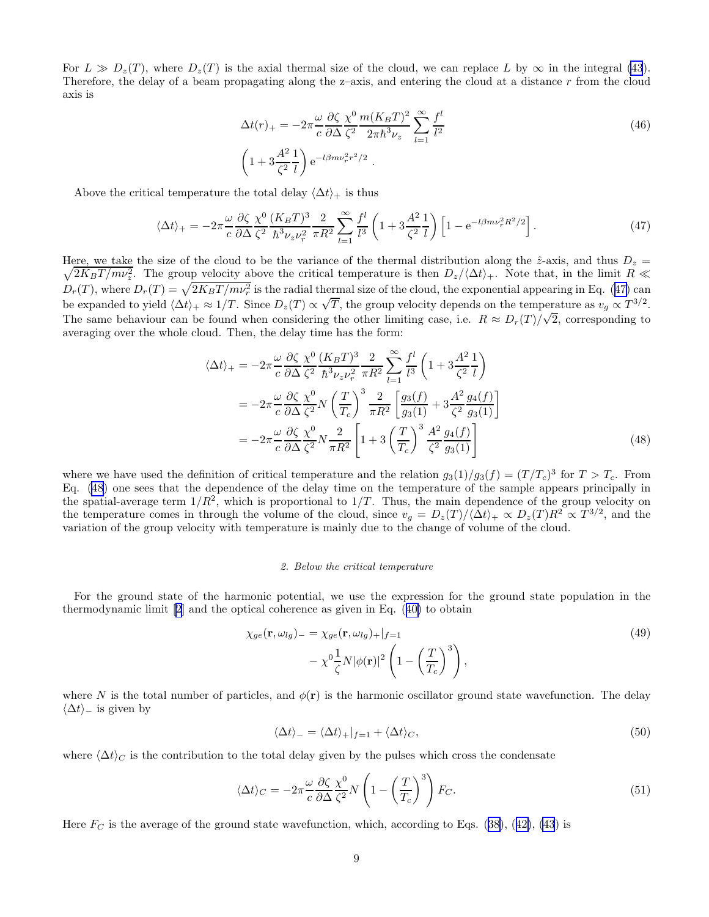For $L \gg D_z(T)$, where $D_z(T)$ is the axial thermal size of the cloud, we can replace $L$ by $\infty$ in the integral (43). Therefore, the delay of a beam propagating along the z–axis, and entering the cloud at a distance $r$ from the cloud axis is

$$
\Delta t(r)_+ = -2\pi \frac{\omega}{c} \frac{\partial \zeta}{\partial \Delta} \frac{\chi^0}{\zeta^2} \frac{m(K_B T)^2}{2\pi \hbar^3 \nu_z} \sum_{l=1}^{\infty} \frac{f^l}{l^2}
\left(1 + 3\frac{A^2}{\zeta^2}\frac{1}{l}\right) \mathrm{e}^{-l\beta m \nu_r^2 r^2/2} \, . \tag{46}
$$

Above the critical temperature the total delay $\langle \Delta t \rangle_+$ is thus

$$
\langle \Delta t \rangle_+ = -2\pi \frac{\omega}{c} \frac{\partial \zeta}{\partial \Delta} \frac{\chi^0}{\zeta^2} \frac{(K_B T)^3}{\hbar^3 \nu_z \nu_r^2} \frac{2}{\pi R^2} \sum_{l=1}^{\infty} \frac{f^l}{l^3} \left(1 + 3\frac{A^2}{\zeta^2}\frac{1}{l}\right) \left[1 - \mathrm{e}^{-l\beta m \nu_r^2 R^2/2}\right]. \tag{47}
$$

Here, we take the size of the cloud to be the variance of the thermal distribution along the $\hat{z}$-axis, and thus $D_z = \sqrt{2K_B T/m\nu_z^2}$. The group velocity above the critical temperature is then $D_z/\langle \Delta t \rangle_+$. Note that, in the limit $R \ll D_r(T)$, where $D_r(T) = \sqrt{2K_B T/m\nu_r^2}$ is the radial thermal size of the cloud, the exponential appearing in Eq. (47) can be expanded to yield $\langle \Delta t \rangle_+ \approx 1/T$. Since $D_z(T) \propto \sqrt{T}$, the group velocity depends on the temperature as $v_g \propto T^{3/2}$. The same behaviour can be found when considering the other limiting case, i.e. $R \approx D_r(T)/\sqrt{2}$, corresponding to averaging over the whole cloud. Then, the delay time has the form:

$$
\begin{aligned}
\langle \Delta t \rangle_+ &= -2\pi \frac{\omega}{c} \frac{\partial \zeta}{\partial \Delta} \frac{\chi^0}{\zeta^2} \frac{(K_B T)^3}{\hbar^3 \nu_z \nu_r^2} \frac{2}{\pi R^2} \sum_{l=1}^{\infty} \frac{f^l}{l^3} \left(1 + 3\frac{A^2}{\zeta^2}\frac{1}{l}\right) \\
&= -2\pi \frac{\omega}{c} \frac{\partial \zeta}{\partial \Delta} \frac{\chi^0}{\zeta^2} N \left(\frac{T}{T_c}\right)^3 \frac{2}{\pi R^2} \left[\frac{g_3(f)}{g_3(1)} + 3\frac{A^2}{\zeta^2}\frac{g_4(f)}{g_3(1)}\right] \\
&= -2\pi \frac{\omega}{c} \frac{\partial \zeta}{\partial \Delta} \frac{\chi^0}{\zeta^2} N \frac{2}{\pi R^2} \left[1 + 3\left(\frac{T}{T_c}\right)^3 \frac{A^2}{\zeta^2}\frac{g_4(f)}{g_3(1)}\right]
\end{aligned} \tag{48}
$$

where we have used the definition of critical temperature and the relation $g_3(1)/g_3(f) = (T/T_c)^3$ for $T > T_c$. From Eq. (48) one sees that the dependence of the delay time on the temperature of the sample appears principally in the spatial-average term $1/R^2$, which is proportional to $1/T$. Thus, the main dependence of the group velocity on the temperature comes in through the volume of the cloud, since $v_g = D_z(T)/\langle \Delta t \rangle_+ \propto D_z(T) R^2 \propto T^{3/2}$, and the variation of the group velocity with temperature is mainly due to the change of volume of the cloud.

### *2. Below the critical temperature*

For the ground state of the harmonic potential, we use the expression for the ground state population in the thermodynamic limit [2] and the optical coherence as given in Eq. (40) to obtain

$$
\begin{aligned}
\chi_{ge}(\mathbf{r}, \omega_{lg})_- = \chi_{ge}(\mathbf{r}, \omega_{lg})_+|_{f=1} \\
- \chi^0 \frac{1}{\zeta} N |\phi(\mathbf{r})|^2 \left(1 - \left(\frac{T}{T_c}\right)^3\right),
\end{aligned} \tag{49}
$$

where $N$ is the total number of particles, and $\phi(\mathbf{r})$ is the harmonic oscillator ground state wavefunction. The delay $\langle \Delta t \rangle_-$ is given by

$$
\langle \Delta t \rangle_- = \langle \Delta t \rangle_+|_{f=1} + \langle \Delta t \rangle_C, \tag{50}
$$

where $\langle \Delta t \rangle_C$ is the contribution to the total delay given by the pulses which cross the condensate

$$
\langle \Delta t \rangle_C = -2\pi \frac{\omega}{c} \frac{\partial \zeta}{\partial \Delta} \frac{\chi^0}{\zeta^2} N \left(1 - \left(\frac{T}{T_c}\right)^3\right) F_C. \tag{51}
$$

Here $F_C$ is the average of the ground state wavefunction, which, according to Eqs. (38), (42), (43) is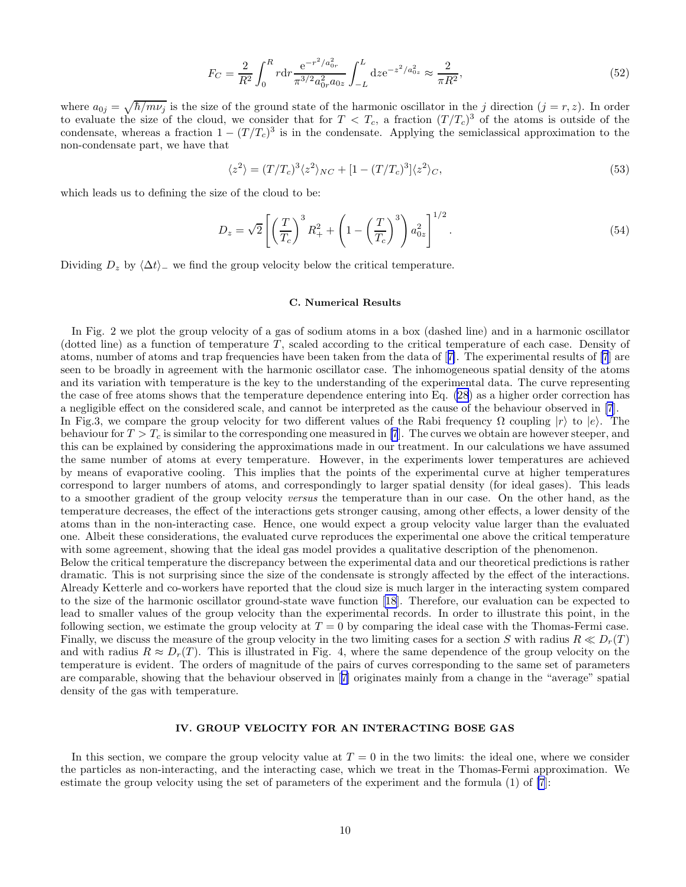$$F_C = \frac{2}{R^2}\int_0^R r\mathrm{d}r \frac{\mathrm{e}^{-r^2/a_{0r}^2}}{\pi^{3/2}a_{0r}^2 a_{0z}}\int_{-L}^{L}\mathrm{d}z\mathrm{e}^{-z^2/a_{0z}^2} \approx \frac{2}{\pi R^2}, \tag{52}$$

where $a_{0j} = \sqrt{\hbar/m\nu_j}$ is the size of the ground state of the harmonic oscillator in the $j$ direction ($j = r, z$). In order to evaluate the size of the cloud, we consider that for $T < T_c$, a fraction $(T/T_c)^3$ of the atoms is outside of the condensate, whereas a fraction $1 - (T/T_c)^3$ is in the condensate. Applying the semiclassical approximation to the non-condensate part, we have that

$$\langle z^2 \rangle = (T/T_c)^3 \langle z^2 \rangle_{NC} + [1 - (T/T_c)^3]\langle z^2 \rangle_C, \tag{53}$$

which leads us to defining the size of the cloud to be:

$$D_z = \sqrt{2}\left[\left(\frac{T}{T_c}\right)^3 R_+^2 + \left(1 - \left(\frac{T}{T_c}\right)^3\right) a_{0z}^2\right]^{1/2}. \tag{54}$$

Dividing $D_z$ by $\langle \Delta t \rangle_-$ we find the group velocity below the critical temperature.

### C. Numerical Results

In Fig. 2 we plot the group velocity of a gas of sodium atoms in a box (dashed line) and in a harmonic oscillator (dotted line) as a function of temperature $T$, scaled according to the critical temperature of each case. Density of atoms, number of atoms and trap frequencies have been taken from the data of [7]. The experimental results of [7] are seen to be broadly in agreement with the harmonic oscillator case. The inhomogeneous spatial density of the atoms and its variation with temperature is the key to the understanding of the experimental data. The curve representing the case of free atoms shows that the temperature dependence entering into Eq. (28) as a higher order correction has a negligible effect on the considered scale, and cannot be interpreted as the cause of the behaviour observed in [7].
In Fig.3, we compare the group velocity for two different values of the Rabi frequency $\Omega$ coupling $|r\rangle$ to $|e\rangle$. The behaviour for $T > T_c$ is similar to the corresponding one measured in [7]. The curves we obtain are however steeper, and this can be explained by considering the approximations made in our treatment. In our calculations we have assumed the same number of atoms at every temperature. However, in the experiments lower temperatures are achieved by means of evaporative cooling. This implies that the points of the experimental curve at higher temperatures correspond to larger numbers of atoms, and correspondingly to larger spatial density (for ideal gases). This leads to a smoother gradient of the group velocity *versus* the temperature than in our case. On the other hand, as the temperature decreases, the effect of the interactions gets stronger causing, among other effects, a lower density of the atoms than in the non-interacting case. Hence, one would expect a group velocity value larger than the evaluated one. Albeit these considerations, the evaluated curve reproduces the experimental one above the critical temperature with some agreement, showing that the ideal gas model provides a qualitative description of the phenomenon.
Below the critical temperature the discrepancy between the experimental data and our theoretical predictions is rather dramatic. This is not surprising since the size of the condensate is strongly affected by the effect of the interactions. Already Ketterle and co-workers have reported that the cloud size is much larger in the interacting system compared to the size of the harmonic oscillator ground-state wave function [18]. Therefore, our evaluation can be expected to lead to smaller values of the group velocity than the experimental records. In order to illustrate this point, in the following section, we estimate the group velocity at $T = 0$ by comparing the ideal case with the Thomas-Fermi case. Finally, we discuss the measure of the group velocity in the two limiting cases for a section $S$ with radius $R \ll D_r(T)$ and with radius $R \approx D_r(T)$. This is illustrated in Fig. 4, where the same dependence of the group velocity on the temperature is evident. The orders of magnitude of the pairs of curves corresponding to the same set of parameters are comparable, showing that the behaviour observed in [7] originates mainly from a change in the "average" spatial density of the gas with temperature.

## IV. GROUP VELOCITY FOR AN INTERACTING BOSE GAS

In this section, we compare the group velocity value at $T = 0$ in the two limits: the ideal one, where we consider the particles as non-interacting, and the interacting case, which we treat in the Thomas-Fermi approximation. We estimate the group velocity using the set of parameters of the experiment and the formula (1) of [7]: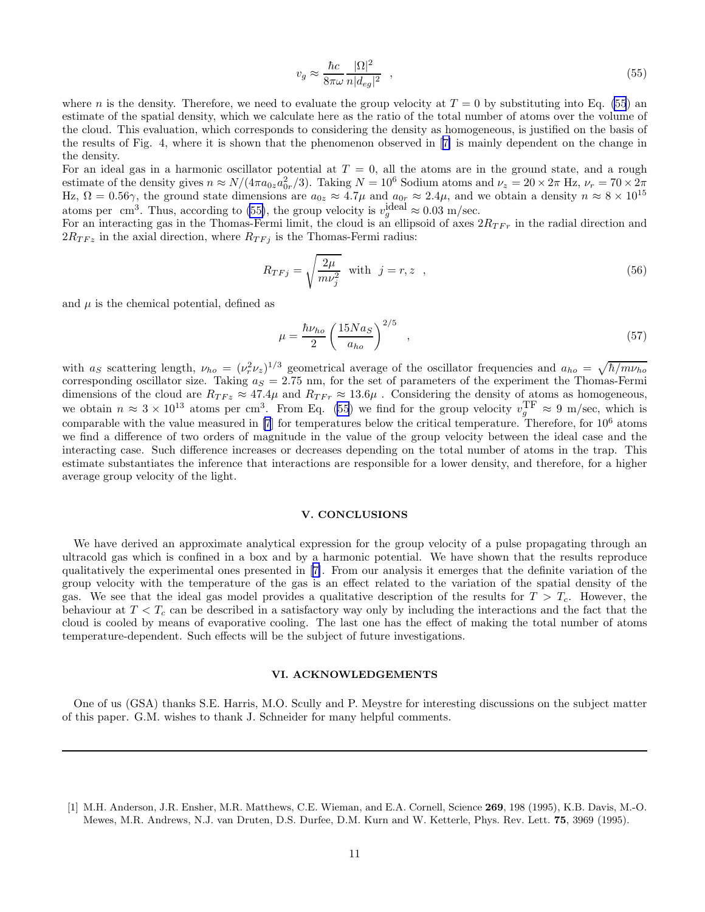$$v_g \approx \frac{\hbar c}{8\pi\omega} \frac{|\Omega|^2}{n|d_{eg}|^2} \quad , \tag{55}$$

where $n$ is the density. Therefore, we need to evaluate the group velocity at $T = 0$ by substituting into Eq. (55) an estimate of the spatial density, which we calculate here as the ratio of the total number of atoms over the volume of the cloud. This evaluation, which corresponds to considering the density as homogeneous, is justified on the basis of the results of Fig. 4, where it is shown that the phenomenon observed in [7] is mainly dependent on the change in the density.

For an ideal gas in a harmonic oscillator potential at $T = 0$, all the atoms are in the ground state, and a rough estimate of the density gives $n \approx N/(4\pi a_{0z} a_{0r}^2/3)$. Taking $N = 10^6$ Sodium atoms and $\nu_z = 20 \times 2\pi$ Hz, $\nu_r = 70 \times 2\pi$ Hz, $\Omega = 0.56\gamma$, the ground state dimensions are $a_{0z} \approx 4.7\mu$ and $a_{0r} \approx 2.4\mu$, and we obtain a density $n \approx 8 \times 10^{15}$ atoms per cm$^3$. Thus, according to (55), the group velocity is $v_g^{\text{ideal}} \approx 0.03$ m/sec.

For an interacting gas in the Thomas-Fermi limit, the cloud is an ellipsoid of axes $2R_{TFr}$ in the radial direction and $2R_{TFz}$ in the axial direction, where $R_{TFj}$ is the Thomas-Fermi radius:

$$R_{TFj} = \sqrt{\frac{2\mu}{m\nu_j^2}} \quad \text{with} \quad j = r, z \quad , \tag{56}$$

and $\mu$ is the chemical potential, defined as

$$\mu = \frac{\hbar\nu_{ho}}{2} \left(\frac{15 N a_S}{a_{ho}}\right)^{2/5} \quad , \tag{57}$$

with $a_S$ scattering length, $\nu_{ho} = (\nu_r^2 \nu_z)^{1/3}$ geometrical average of the oscillator frequencies and $a_{ho} = \sqrt{\hbar/m\nu_{ho}}$ corresponding oscillator size. Taking $a_S = 2.75$ nm, for the set of parameters of the experiment the Thomas-Fermi dimensions of the cloud are $R_{TFz} \approx 47.4\mu$ and $R_{TFr} \approx 13.6\mu$ . Considering the density of atoms as homogeneous, we obtain $n \approx 3 \times 10^{13}$ atoms per cm$^3$. From Eq. (55) we find for the group velocity $v_g^{\text{TF}} \approx 9$ m/sec, which is comparable with the value measured in [7] for temperatures below the critical temperature. Therefore, for $10^6$ atoms we find a difference of two orders of magnitude in the value of the group velocity between the ideal case and the interacting case. Such difference increases or decreases depending on the total number of atoms in the trap. This estimate substantiates the inference that interactions are responsible for a lower density, and therefore, for a higher average group velocity of the light.

## V. CONCLUSIONS

We have derived an approximate analytical expression for the group velocity of a pulse propagating through an ultracold gas which is confined in a box and by a harmonic potential. We have shown that the results reproduce qualitatively the experimental ones presented in [7]. From our analysis it emerges that the definite variation of the group velocity with the temperature of the gas is an effect related to the variation of the spatial density of the gas. We see that the ideal gas model provides a qualitative description of the results for $T > T_c$. However, the behaviour at $T < T_c$ can be described in a satisfactory way only by including the interactions and the fact that the cloud is cooled by means of evaporative cooling. The last one has the effect of making the total number of atoms temperature-dependent. Such effects will be the subject of future investigations.

## VI. ACKNOWLEDGEMENTS

One of us (GSA) thanks S.E. Harris, M.O. Scully and P. Meystre for interesting discussions on the subject matter of this paper. G.M. wishes to thank J. Schneider for many helpful comments.

---

[1] M.H. Anderson, J.R. Ensher, M.R. Matthews, C.E. Wieman, and E.A. Cornell, Science **269**, 198 (1995), K.B. Davis, M.-O. Mewes, M.R. Andrews, N.J. van Druten, D.S. Durfee, D.M. Kurn and W. Ketterle, Phys. Rev. Lett. **75**, 3969 (1995).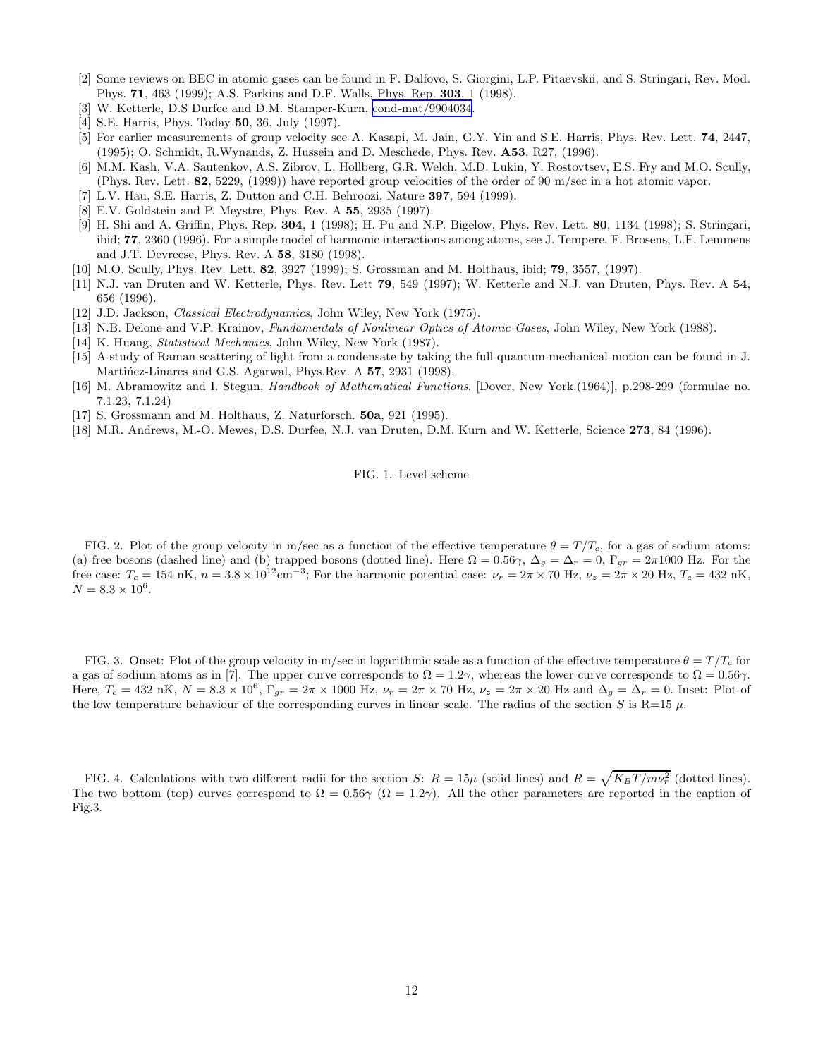[2] Some reviews on BEC in atomic gases can be found in F. Dalfovo, S. Giorgini, L.P. Pitaevskii, and S. Stringari, Rev. Mod. Phys. **71**, 463 (1999); A.S. Parkins and D.F. Walls, Phys. Rep. **303**, 1 (1998).

[3] W. Ketterle, D.S Durfee and D.M. Stamper-Kurn, cond-mat/9904034.

[4] S.E. Harris, Phys. Today **50**, 36, July (1997).

[5] For earlier measurements of group velocity see A. Kasapi, M. Jain, G.Y. Yin and S.E. Harris, Phys. Rev. Lett. **74**, 2447, (1995); O. Schmidt, R.Wynands, Z. Hussein and D. Meschede, Phys. Rev. **A53**, R27, (1996).

[6] M.M. Kash, V.A. Sautenkov, A.S. Zibrov, L. Hollberg, G.R. Welch, M.D. Lukin, Y. Rostovtsev, E.S. Fry and M.O. Scully, (Phys. Rev. Lett. **82**, 5229, (1999)) have reported group velocities of the order of 90 m/sec in a hot atomic vapor.

[7] L.V. Hau, S.E. Harris, Z. Dutton and C.H. Behroozi, Nature **397**, 594 (1999).

[8] E.V. Goldstein and P. Meystre, Phys. Rev. A **55**, 2935 (1997).

[9] H. Shi and A. Griffin, Phys. Rep. **304**, 1 (1998); H. Pu and N.P. Bigelow, Phys. Rev. Lett. **80**, 1134 (1998); S. Stringari, ibid; **77**, 2360 (1996). For a simple model of harmonic interactions among atoms, see J. Tempere, F. Brosens, L.F. Lemmens and J.T. Devreese, Phys. Rev. A **58**, 3180 (1998).

[10] M.O. Scully, Phys. Rev. Lett. **82**, 3927 (1999); S. Grossman and M. Holthaus, ibid; **79**, 3557, (1997).

[11] N.J. van Druten and W. Ketterle, Phys. Rev. Lett **79**, 549 (1997); W. Ketterle and N.J. van Druten, Phys. Rev. A **54**, 656 (1996).

[12] J.D. Jackson, *Classical Electrodynamics*, John Wiley, New York (1975).

[13] N.B. Delone and V.P. Krainov, *Fundamentals of Nonlinear Optics of Atomic Gases*, John Wiley, New York (1988).

[14] K. Huang, *Statistical Mechanics*, John Wiley, New York (1987).

[15] A study of Raman scattering of light from a condensate by taking the full quantum mechanical motion can be found in J. Martińez-Linares and G.S. Agarwal, Phys.Rev. A **57**, 2931 (1998).

[16] M. Abramowitz and I. Stegun, *Handbook of Mathematical Functions*. [Dover, New York.(1964)], p.298-299 (formulae no. 7.1.23, 7.1.24)

[17] S. Grossmann and M. Holthaus, Z. Naturforsch. **50a**, 921 (1995).

[18] M.R. Andrews, M.-O. Mewes, D.S. Durfee, N.J. van Druten, D.M. Kurn and W. Ketterle, Science **273**, 84 (1996).

FIG. 1. Level scheme

FIG. 2. Plot of the group velocity in m/sec as a function of the effective temperature $\theta = T/T_c$, for a gas of sodium atoms: (a) free bosons (dashed line) and (b) trapped bosons (dotted line). Here $\Omega = 0.56\gamma$, $\Delta_g = \Delta_r = 0$, $\Gamma_{gr} = 2\pi 1000$ Hz. For the free case: $T_c = 154$ nK, $n = 3.8 \times 10^{12}\text{cm}^{-3}$; For the harmonic potential case: $\nu_r = 2\pi \times 70$ Hz, $\nu_z = 2\pi \times 20$ Hz, $T_c = 432$ nK, $N = 8.3 \times 10^6$.

FIG. 3. Onset: Plot of the group velocity in m/sec in logarithmic scale as a function of the effective temperature $\theta = T/T_c$ for a gas of sodium atoms as in [7]. The upper curve corresponds to $\Omega = 1.2\gamma$, whereas the lower curve corresponds to $\Omega = 0.56\gamma$. Here, $T_c = 432$ nK, $N = 8.3 \times 10^6$, $\Gamma_{gr} = 2\pi \times 1000$ Hz, $\nu_r = 2\pi \times 70$ Hz, $\nu_z = 2\pi \times 20$ Hz and $\Delta_g = \Delta_r = 0$. Inset: Plot of the low temperature behaviour of the corresponding curves in linear scale. The radius of the section $S$ is R=15 $\mu$.

FIG. 4. Calculations with two different radii for the section $S$: $R = 15\mu$ (solid lines) and $R = \sqrt{K_B T/m\nu_r^2}$ (dotted lines). The two bottom (top) curves correspond to $\Omega = 0.56\gamma$ ($\Omega = 1.2\gamma$). All the other parameters are reported in the caption of Fig.3.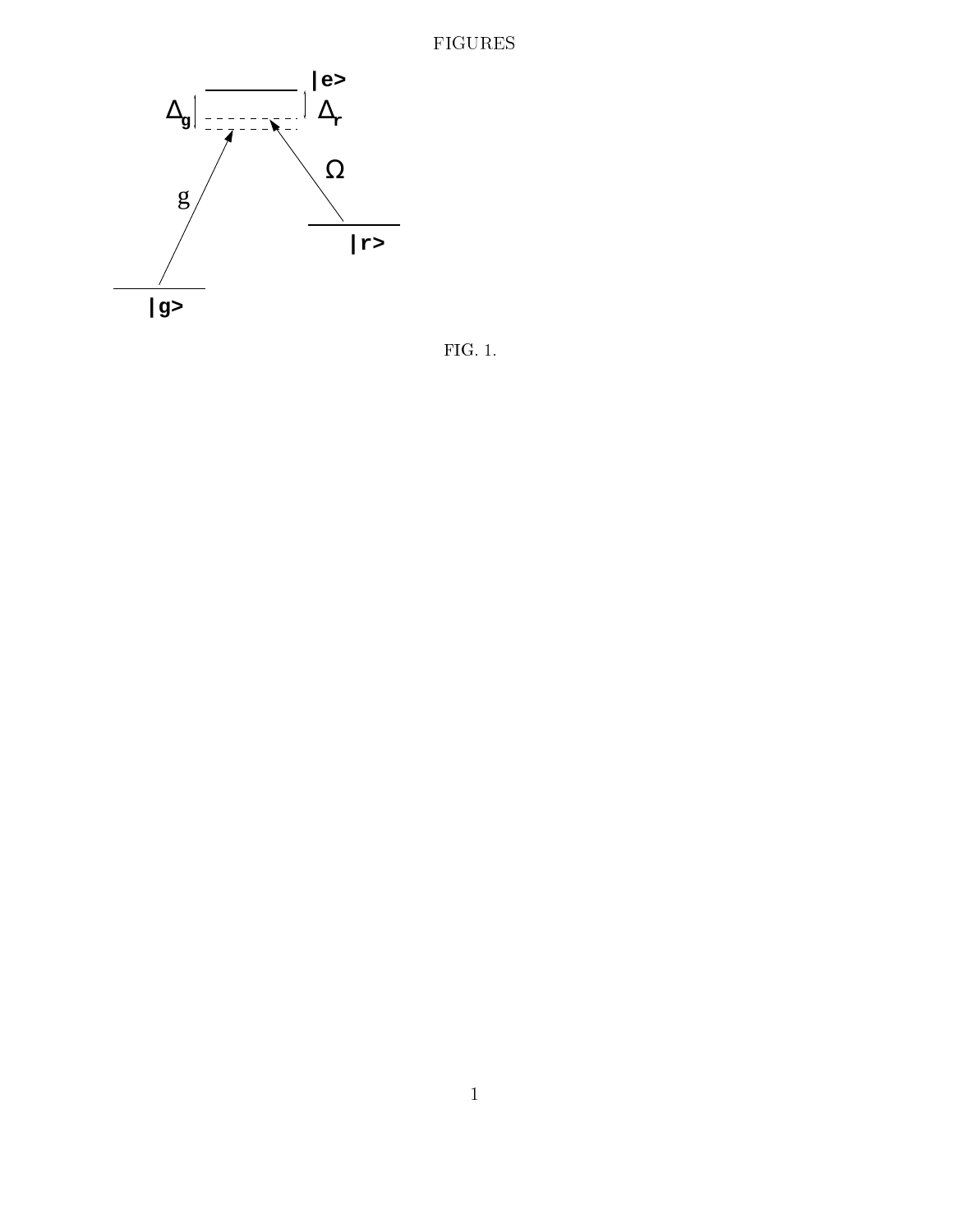# FIGURES

FIG. 1.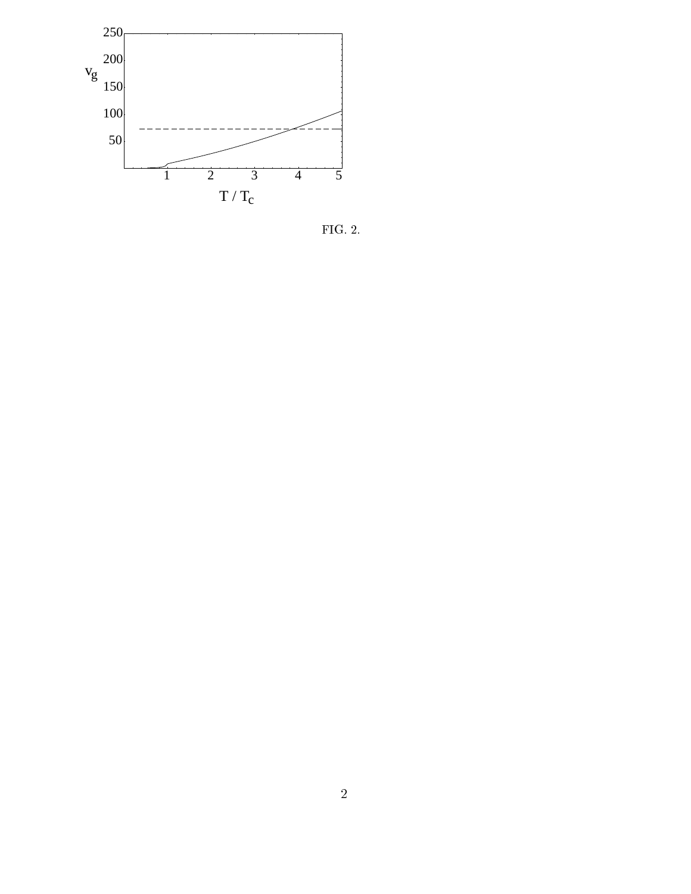FIG. 2.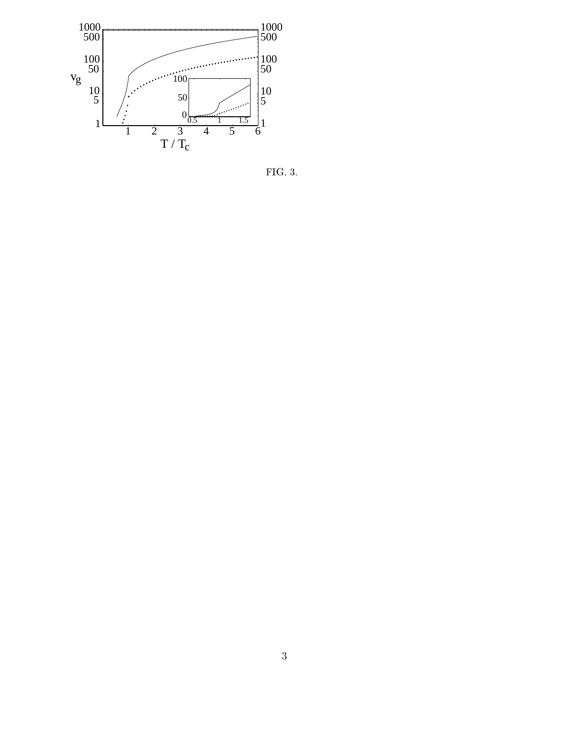FIG. 3.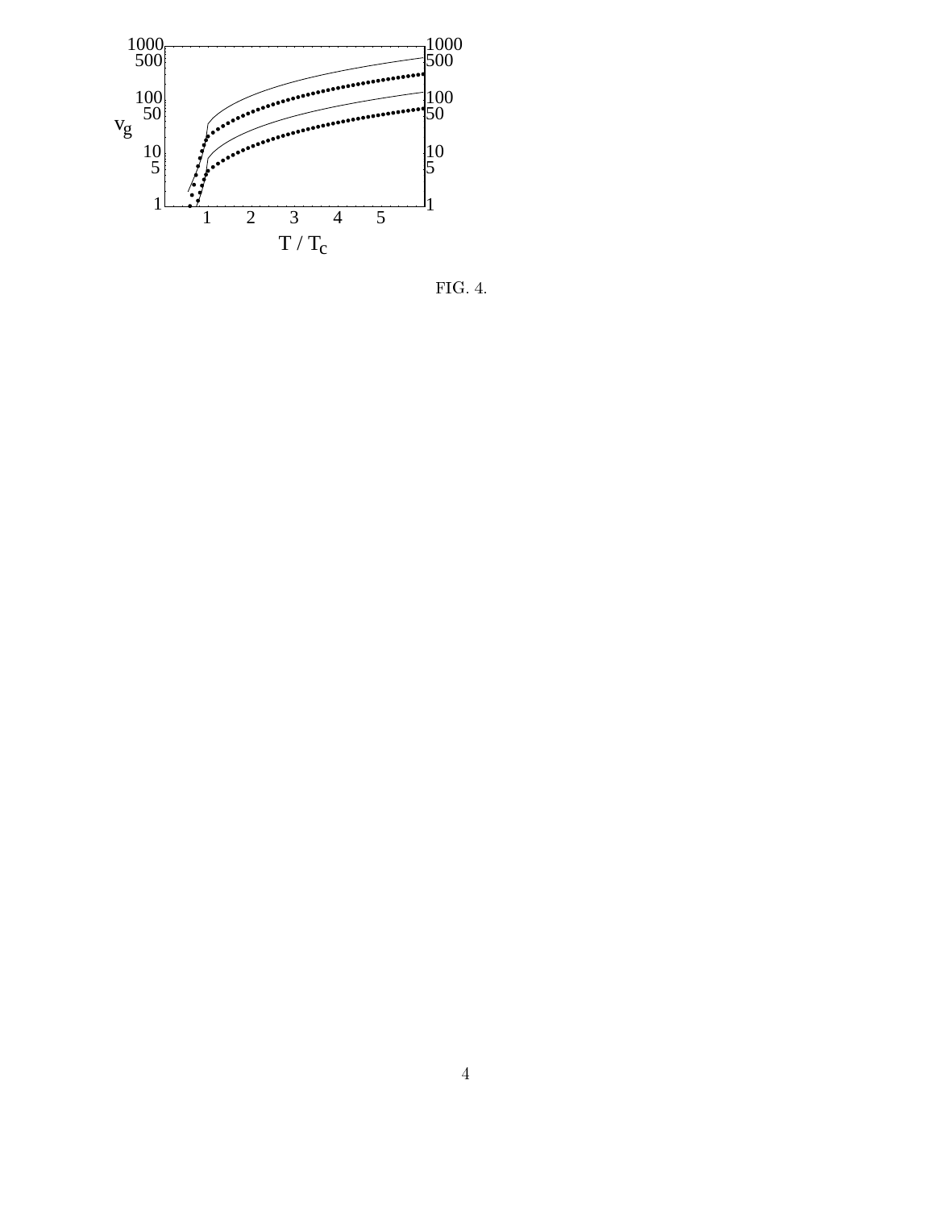1000
500
100
50
10
5
1

$v_g$

1 2 3 4 5

$T / T_c$

FIG. 4.